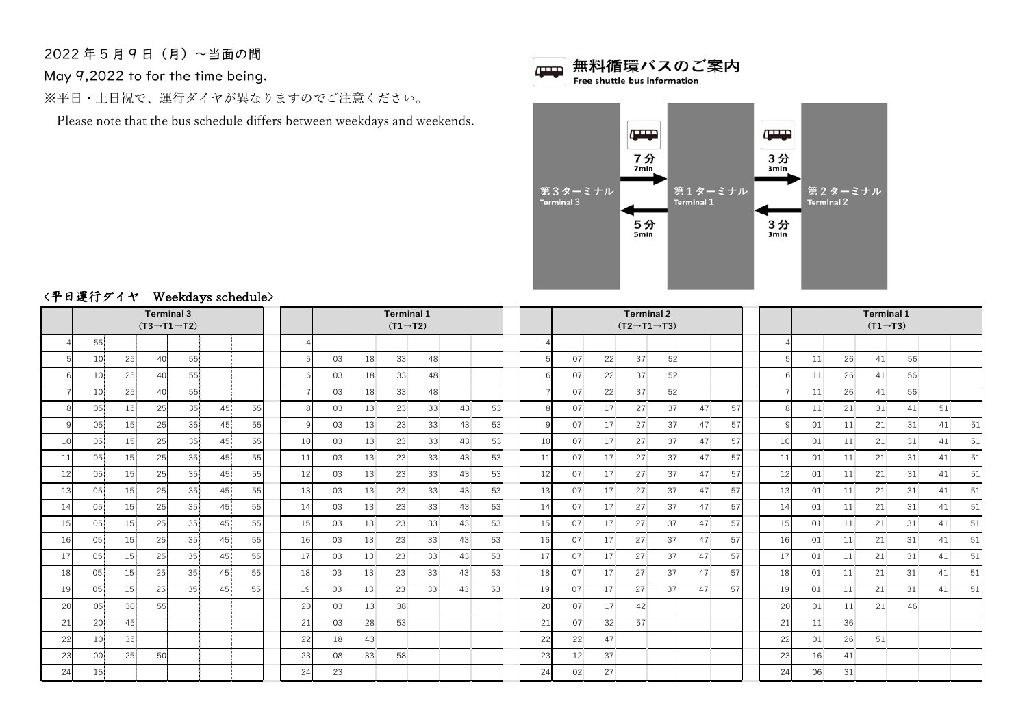2022 年 5 月 9 日（月）～当面の間

May 9,2022 to for the time being.

※平日・土日祝で、運行ダイヤが異なりますのでご注意ください。

Please note that the bus schedule differs between weekdays and weekends.

## 無料循環バスのご案内

**Free shuttle bus information**

第３ターミナル Terminal 3 → 7分 7min → 第１ターミナル Terminal 1 → 3分 3min → 第２ターミナル Terminal 2

第２ターミナル Terminal 2 → 3分 3min → 第１ターミナル Terminal 1 → 5分 5min → 第３ターミナル Terminal 3

### 〈平日運行ダイヤ　Weekdays schedule〉

**Terminal 3 (T3→T1→T2)**

| | | | | | | |
|---|---|---|---|---|---|---|
| 4 | 55 | | | | | |
| 5 | 10 | 25 | 40 | 55 | | |
| 6 | 10 | 25 | 40 | 55 | | |
| 7 | 10 | 25 | 40 | 55 | | |
| 8 | 05 | 15 | 25 | 35 | 45 | 55 |
| 9 | 05 | 15 | 25 | 35 | 45 | 55 |
| 10 | 05 | 15 | 25 | 35 | 45 | 55 |
| 11 | 05 | 15 | 25 | 35 | 45 | 55 |
| 12 | 05 | 15 | 25 | 35 | 45 | 55 |
| 13 | 05 | 15 | 25 | 35 | 45 | 55 |
| 14 | 05 | 15 | 25 | 35 | 45 | 55 |
| 15 | 05 | 15 | 25 | 35 | 45 | 55 |
| 16 | 05 | 15 | 25 | 35 | 45 | 55 |
| 17 | 05 | 15 | 25 | 35 | 45 | 55 |
| 18 | 05 | 15 | 25 | 35 | 45 | 55 |
| 19 | 05 | 15 | 25 | 35 | 45 | 55 |
| 20 | 05 | 30 | 55 | | | |
| 21 | 20 | 45 | | | | |
| 22 | 10 | 35 | | | | |
| 23 | 00 | 25 | 50 | | | |
| 24 | 15 | | | | | |

**Terminal 1 (T1→T2)**

| | | | | | | |
|---|---|---|---|---|---|---|
| 4 | | | | | | |
| 5 | 03 | 18 | 33 | 48 | | |
| 6 | 03 | 18 | 33 | 48 | | |
| 7 | 03 | 18 | 33 | 48 | | |
| 8 | 03 | 13 | 23 | 33 | 43 | 53 |
| 9 | 03 | 13 | 23 | 33 | 43 | 53 |
| 10 | 03 | 13 | 23 | 33 | 43 | 53 |
| 11 | 03 | 13 | 23 | 33 | 43 | 53 |
| 12 | 03 | 13 | 23 | 33 | 43 | 53 |
| 13 | 03 | 13 | 23 | 33 | 43 | 53 |
| 14 | 03 | 13 | 23 | 33 | 43 | 53 |
| 15 | 03 | 13 | 23 | 33 | 43 | 53 |
| 16 | 03 | 13 | 23 | 33 | 43 | 53 |
| 17 | 03 | 13 | 23 | 33 | 43 | 53 |
| 18 | 03 | 13 | 23 | 33 | 43 | 53 |
| 19 | 03 | 13 | 23 | 33 | 43 | 53 |
| 20 | 03 | 13 | 38 | | | |
| 21 | 03 | 28 | 53 | | | |
| 22 | 18 | 43 | | | | |
| 23 | 08 | 33 | 58 | | | |
| 24 | 23 | | | | | |

**Terminal 2 (T2→T1→T3)**

| | | | | | | |
|---|---|---|---|---|---|---|
| 4 | | | | | | |
| 5 | 07 | 22 | 37 | 52 | | |
| 6 | 07 | 22 | 37 | 52 | | |
| 7 | 07 | 22 | 37 | 52 | | |
| 8 | 07 | 17 | 27 | 37 | 47 | 57 |
| 9 | 07 | 17 | 27 | 37 | 47 | 57 |
| 10 | 07 | 17 | 27 | 37 | 47 | 57 |
| 11 | 07 | 17 | 27 | 37 | 47 | 57 |
| 12 | 07 | 17 | 27 | 37 | 47 | 57 |
| 13 | 07 | 17 | 27 | 37 | 47 | 57 |
| 14 | 07 | 17 | 27 | 37 | 47 | 57 |
| 15 | 07 | 17 | 27 | 37 | 47 | 57 |
| 16 | 07 | 17 | 27 | 37 | 47 | 57 |
| 17 | 07 | 17 | 27 | 37 | 47 | 57 |
| 18 | 07 | 17 | 27 | 37 | 47 | 57 |
| 19 | 07 | 17 | 27 | 37 | 47 | 57 |
| 20 | 07 | 17 | 42 | | | |
| 21 | 07 | 32 | 57 | | | |
| 22 | 22 | 47 | | | | |
| 23 | 12 | 37 | | | | |
| 24 | 02 | 27 | | | | |

**Terminal 1 (T1→T3)**

| | | | | | | |
|---|---|---|---|---|---|---|
| 4 | | | | | | |
| 5 | 11 | 26 | 41 | 56 | | |
| 6 | 11 | 26 | 41 | 56 | | |
| 7 | 11 | 26 | 41 | 56 | | |
| 8 | 11 | 21 | 31 | 41 | 51 | |
| 9 | 01 | 11 | 21 | 31 | 41 | 51 |
| 10 | 01 | 11 | 21 | 31 | 41 | 51 |
| 11 | 01 | 11 | 21 | 31 | 41 | 51 |
| 12 | 01 | 11 | 21 | 31 | 41 | 51 |
| 13 | 01 | 11 | 21 | 31 | 41 | 51 |
| 14 | 01 | 11 | 21 | 31 | 41 | 51 |
| 15 | 01 | 11 | 21 | 31 | 41 | 51 |
| 16 | 01 | 11 | 21 | 31 | 41 | 51 |
| 17 | 01 | 11 | 21 | 31 | 41 | 51 |
| 18 | 01 | 11 | 21 | 31 | 41 | 51 |
| 19 | 01 | 11 | 21 | 31 | 41 | 51 |
| 20 | 01 | 11 | 21 | 46 | | |
| 21 | 11 | 36 | | | | |
| 22 | 01 | 26 | 51 | | | |
| 23 | 16 | 41 | | | | |
| 24 | 06 | 31 | | | | |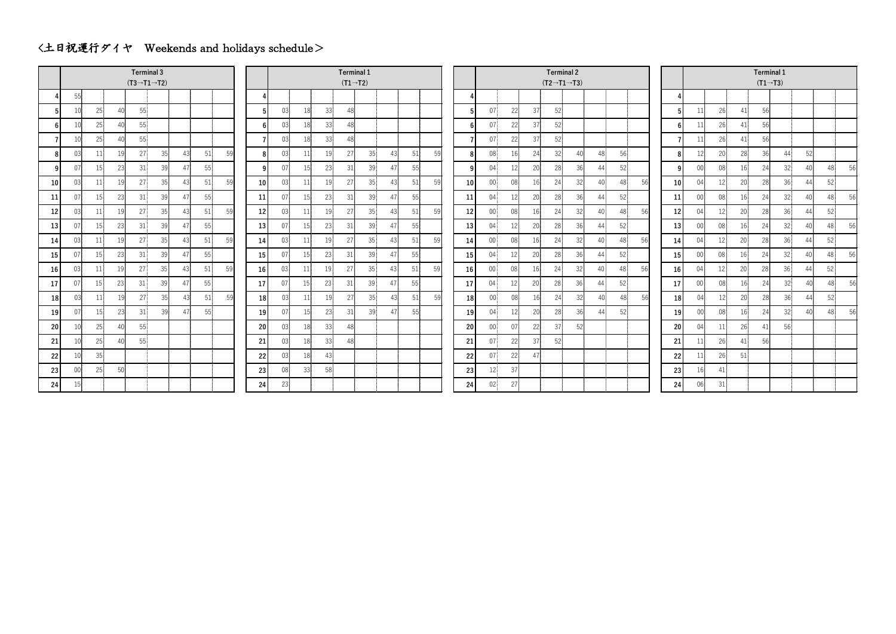## <土日祝運行ダイヤ　Weekends and holidays schedule>

| | Terminal 3 (T3→T1→T2) | | | | | | | |
|---|---|---|---|---|---|---|---|---|
| 4 | 55 | | | | | | | |
| 5 | 10 | 25 | 40 | 55 | | | | |
| 6 | 10 | 25 | 40 | 55 | | | | |
| 7 | 10 | 25 | 40 | 55 | | | | |
| 8 | 03 | 11 | 19 | 27 | 35 | 43 | 51 | 59 |
| 9 | 07 | 15 | 23 | 31 | 39 | 47 | 55 | |
| 10 | 03 | 11 | 19 | 27 | 35 | 43 | 51 | 59 |
| 11 | 07 | 15 | 23 | 31 | 39 | 47 | 55 | |
| 12 | 03 | 11 | 19 | 27 | 35 | 43 | 51 | 59 |
| 13 | 07 | 15 | 23 | 31 | 39 | 47 | 55 | |
| 14 | 03 | 11 | 19 | 27 | 35 | 43 | 51 | 59 |
| 15 | 07 | 15 | 23 | 31 | 39 | 47 | 55 | |
| 16 | 03 | 11 | 19 | 27 | 35 | 43 | 51 | 59 |
| 17 | 07 | 15 | 23 | 31 | 39 | 47 | 55 | |
| 18 | 03 | 11 | 19 | 27 | 35 | 43 | 51 | 59 |
| 19 | 07 | 15 | 23 | 31 | 39 | 47 | 55 | |
| 20 | 10 | 25 | 40 | 55 | | | | |
| 21 | 10 | 25 | 40 | 55 | | | | |
| 22 | 10 | 35 | | | | | | |
| 23 | 00 | 25 | 50 | | | | | |
| 24 | 15 | | | | | | | |

| | Terminal 1 (T1→T2) | | | | | | | |
|---|---|---|---|---|---|---|---|---|
| 4 | | | | | | | | |
| 5 | 03 | 18 | 33 | 48 | | | | |
| 6 | 03 | 18 | 33 | 48 | | | | |
| 7 | 03 | 18 | 33 | 48 | | | | |
| 8 | 03 | 11 | 19 | 27 | 35 | 43 | 51 | 59 |
| 9 | 07 | 15 | 23 | 31 | 39 | 47 | 55 | |
| 10 | 03 | 11 | 19 | 27 | 35 | 43 | 51 | 59 |
| 11 | 07 | 15 | 23 | 31 | 39 | 47 | 55 | |
| 12 | 03 | 11 | 19 | 27 | 35 | 43 | 51 | 59 |
| 13 | 07 | 15 | 23 | 31 | 39 | 47 | 55 | |
| 14 | 03 | 11 | 19 | 27 | 35 | 43 | 51 | 59 |
| 15 | 07 | 15 | 23 | 31 | 39 | 47 | 55 | |
| 16 | 03 | 11 | 19 | 27 | 35 | 43 | 51 | 59 |
| 17 | 07 | 15 | 23 | 31 | 39 | 47 | 55 | |
| 18 | 03 | 11 | 19 | 27 | 35 | 43 | 51 | 59 |
| 19 | 07 | 15 | 23 | 31 | 39 | 47 | 55 | |
| 20 | 03 | 18 | 33 | 48 | | | | |
| 21 | 03 | 18 | 33 | 48 | | | | |
| 22 | 03 | 18 | 43 | | | | | |
| 23 | 08 | 33 | 58 | | | | | |
| 24 | 23 | | | | | | | |

| | Terminal 2 (T2→T1→T3) | | | | | | | |
|---|---|---|---|---|---|---|---|---|
| 4 | | | | | | | | |
| 5 | 07 | 22 | 37 | 52 | | | | |
| 6 | 07 | 22 | 37 | 52 | | | | |
| 7 | 07 | 22 | 37 | 52 | | | | |
| 8 | 08 | 16 | 24 | 32 | 40 | 48 | 56 | |
| 9 | 04 | 12 | 20 | 28 | 36 | 44 | 52 | |
| 10 | 00 | 08 | 16 | 24 | 32 | 40 | 48 | 56 |
| 11 | 04 | 12 | 20 | 28 | 36 | 44 | 52 | |
| 12 | 00 | 08 | 16 | 24 | 32 | 40 | 48 | 56 |
| 13 | 04 | 12 | 20 | 28 | 36 | 44 | 52 | |
| 14 | 00 | 08 | 16 | 24 | 32 | 40 | 48 | 56 |
| 15 | 04 | 12 | 20 | 28 | 36 | 44 | 52 | |
| 16 | 00 | 08 | 16 | 24 | 32 | 40 | 48 | 56 |
| 17 | 04 | 12 | 20 | 28 | 36 | 44 | 52 | |
| 18 | 00 | 08 | 16 | 24 | 32 | 40 | 48 | 56 |
| 19 | 04 | 12 | 20 | 28 | 36 | 44 | 52 | |
| 20 | 00 | 07 | 22 | 37 | 52 | | | |
| 21 | 07 | 22 | 37 | 52 | | | | |
| 22 | 07 | 22 | 47 | | | | | |
| 23 | 12 | 37 | | | | | | |
| 24 | 02 | 27 | | | | | | |

| | Terminal 1 (T1→T3) | | | | | | | |
|---|---|---|---|---|---|---|---|---|
| 4 | | | | | | | | |
| 5 | 11 | 26 | 41 | 56 | | | | |
| 6 | 11 | 26 | 41 | 56 | | | | |
| 7 | 11 | 26 | 41 | 56 | | | | |
| 8 | 12 | 20 | 28 | 36 | 44 | 52 | | |
| 9 | 00 | 08 | 16 | 24 | 32 | 40 | 48 | 56 |
| 10 | 04 | 12 | 20 | 28 | 36 | 44 | 52 | |
| 11 | 00 | 08 | 16 | 24 | 32 | 40 | 48 | 56 |
| 12 | 04 | 12 | 20 | 28 | 36 | 44 | 52 | |
| 13 | 00 | 08 | 16 | 24 | 32 | 40 | 48 | 56 |
| 14 | 04 | 12 | 20 | 28 | 36 | 44 | 52 | |
| 15 | 00 | 08 | 16 | 24 | 32 | 40 | 48 | 56 |
| 16 | 04 | 12 | 20 | 28 | 36 | 44 | 52 | |
| 17 | 00 | 08 | 16 | 24 | 32 | 40 | 48 | 56 |
| 18 | 04 | 12 | 20 | 28 | 36 | 44 | 52 | |
| 19 | 00 | 08 | 16 | 24 | 32 | 40 | 48 | 56 |
| 20 | 04 | 11 | 26 | 41 | 56 | | | |
| 21 | 11 | 26 | 41 | 56 | | | | |
| 22 | 11 | 26 | 51 | | | | | |
| 23 | 16 | 41 | | | | | | |
| 24 | 06 | 31 | | | | | | |